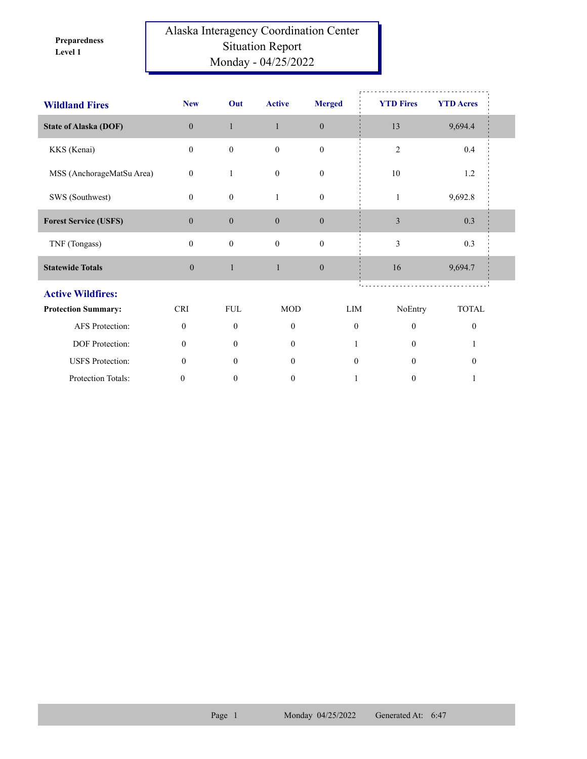**Preparedness Level 1**

# Alaska Interagency Coordination Center
## Situation Report
### Monday - 04/25/2022

| Wildland Fires | New | Out | Active | Merged | YTD Fires | YTD Acres |
|---|---|---|---|---|---|---|
| **State of Alaska (DOF)** | 0 | 1 | 1 | 0 | 13 | 9,694.4 |
| KKS (Kenai) | 0 | 0 | 0 | 0 | 2 | 0.4 |
| MSS (AnchorageMatSu Area) | 0 | 1 | 0 | 0 | 10 | 1.2 |
| SWS (Southwest) | 0 | 0 | 1 | 0 | 1 | 9,692.8 |
| **Forest Service (USFS)** | 0 | 0 | 0 | 0 | 3 | 0.3 |
| TNF (Tongass) | 0 | 0 | 0 | 0 | 3 | 0.3 |
| **Statewide Totals** | 0 | 1 | 1 | 0 | 16 | 9,694.7 |

## Active Wildfires:

| Protection Summary: | CRI | FUL | MOD | LIM | NoEntry | TOTAL |
|---|---|---|---|---|---|---|
| AFS Protection: | 0 | 0 | 0 | 0 | 0 | 0 |
| DOF Protection: | 0 | 0 | 0 | 1 | 0 | 1 |
| USFS Protection: | 0 | 0 | 0 | 0 | 0 | 0 |
| Protection Totals: | 0 | 0 | 0 | 1 | 0 | 1 |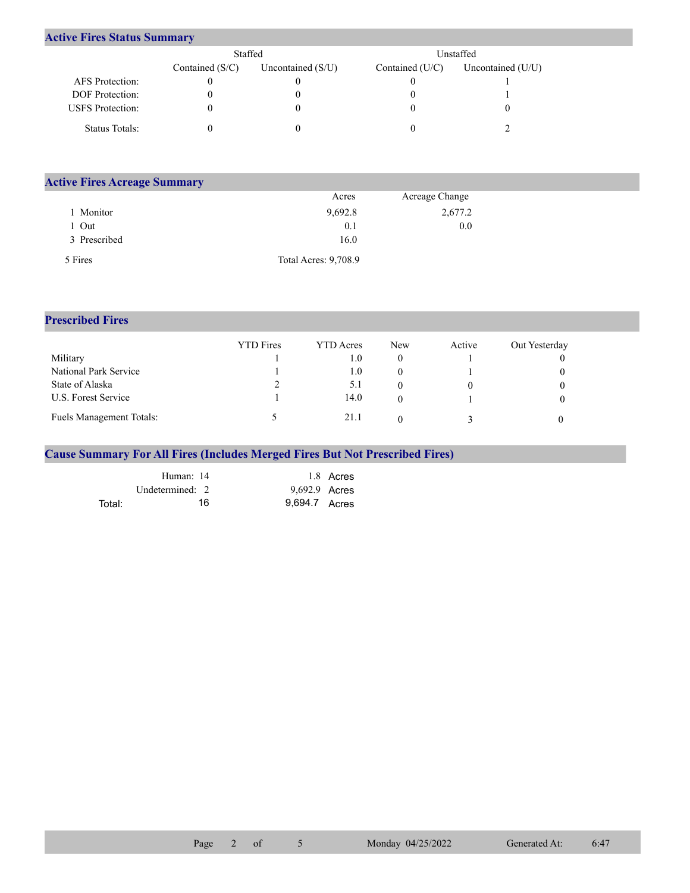## Active Fires Status Summary

| | Staffed | | Unstaffed | |
|---|---|---|---|---|
| | Contained (S/C) | Uncontained (S/U) | Contained (U/C) | Uncontained (U/U) |
| AFS Protection: | 0 | 0 | 0 | 1 |
| DOF Protection: | 0 | 0 | 0 | 1 |
| USFS Protection: | 0 | 0 | 0 | 0 |
| Status Totals: | 0 | 0 | 0 | 2 |

## Active Fires Acreage Summary

| | Acres | Acreage Change |
|---|---|---|
| 1 Monitor | 9,692.8 | 2,677.2 |
| 1 Out | 0.1 | 0.0 |
| 3 Prescribed | 16.0 | |
| 5 Fires | Total Acres: 9,708.9 | |

## Prescribed Fires

| | YTD Fires | YTD Acres | New | Active | Out Yesterday |
|---|---|---|---|---|---|
| Military | 1 | 1.0 | 0 | 1 | 0 |
| National Park Service | 1 | 1.0 | 0 | 1 | 0 |
| State of Alaska | 2 | 5.1 | 0 | 0 | 0 |
| U.S. Forest Service | 1 | 14.0 | 0 | 1 | 0 |
| Fuels Management Totals: | 5 | 21.1 | 0 | 3 | 0 |

## Cause Summary For All Fires (Includes Merged Fires But Not Prescribed Fires)

| | | |
|---|---|---|
| Human: | 14 | 1.8 Acres |
| Undetermined: | 2 | 9,692.9 Acres |
| Total: | 16 | 9,694.7 Acres |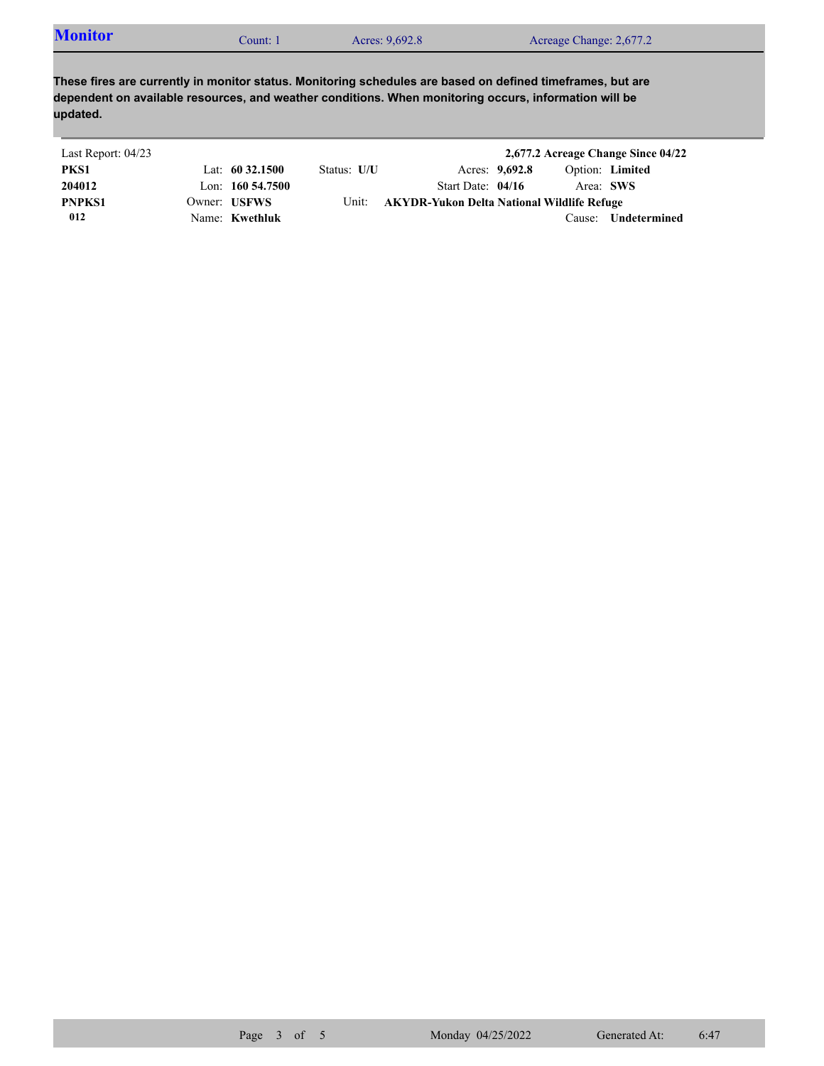## Monitor

Count: 1 | Acres: 9,692.8 | Acreage Change: 2,677.2

**These fires are currently in monitor status. Monitoring schedules are based on defined timeframes, but are dependent on available resources, and weather conditions. When monitoring occurs, information will be updated.**

Last Report: 04/23 — **2,677.2 Acreage Change Since 04/22**

| | | | | | |
|---|---|---|---|---|---|
| **PKS1** | Lat: **60 32.1500** | Status: **U/U** | Acres: **9,692.8** | Option: **Limited** | |
| **204012** | Lon: **160 54.7500** | | Start Date: **04/16** | Area: **SWS** | |
| **PNPKS1** | Owner: **USFWS** | Unit: **AKYDR-Yukon Delta National Wildlife Refuge** | | | |
| **012** | Name: **Kwethluk** | | | Cause: **Undetermined** | |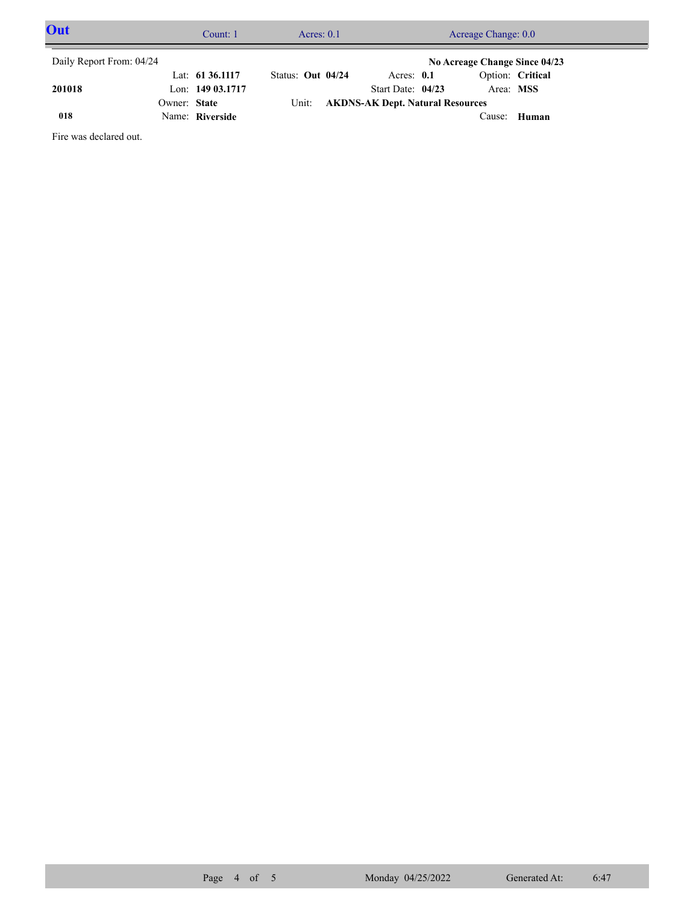## Out

Count: 1 | Acres: 0.1 | Acreage Change: 0.0

Daily Report From: 04/24

**No Acreage Change Since 04/23**

| | | | | |
|---|---|---|---|---|
| | Lat: **61 36.1117** | Status: **Out 04/24** | Acres: **0.1** | Option: **Critical** |
| **201018** | Lon: **149 03.1717** | | Start Date: **04/23** | Area: **MSS** |
| | Owner: **State** | Unit: **AKDNS-AK Dept. Natural Resources** | | |
| **018** | Name: **Riverside** | | | Cause: **Human** |

Fire was declared out.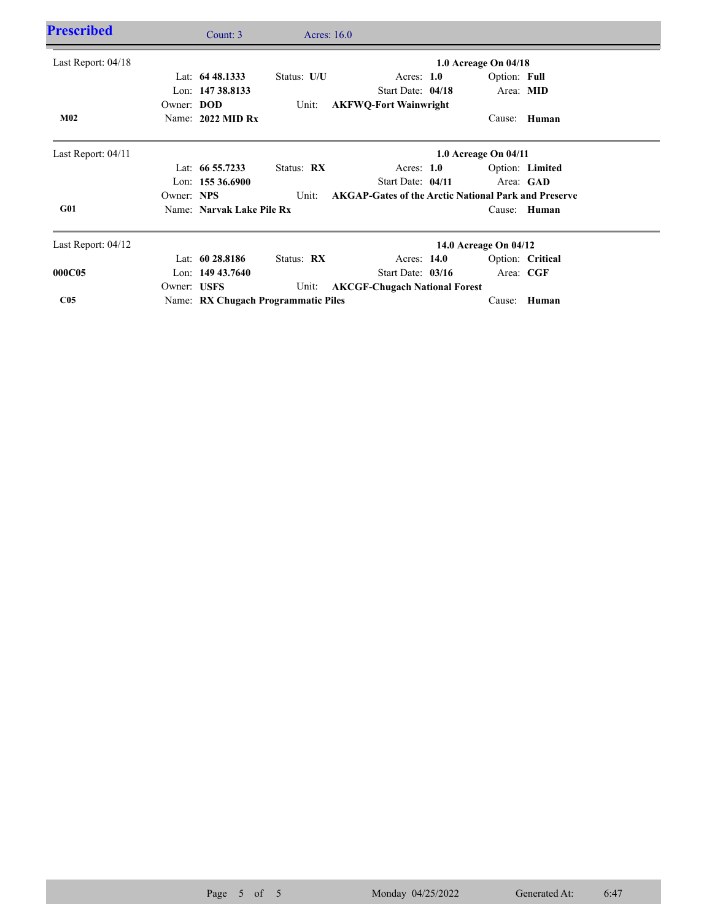## Prescribed

Count: 3 Acres: 16.0

---

Last Report: 04/18

**1.0 Acreage On 04/18**

| | | | |
|---|---|---|---|
| Lat: **64 48.1333** | Status: **U/U** | Acres: **1.0** | Option: **Full** |
| Lon: **147 38.8133** | | Start Date: **04/18** | Area: **MID** |
| Owner: **DOD** | Unit: **AKFWQ-Fort Wainwright** | | |
| Name: **2022 MID Rx** | | | Cause: **Human** |

**M02**

---

Last Report: 04/11

**1.0 Acreage On 04/11**

| | | | |
|---|---|---|---|
| Lat: **66 55.7233** | Status: **RX** | Acres: **1.0** | Option: **Limited** |
| Lon: **155 36.6900** | | Start Date: **04/11** | Area: **GAD** |
| Owner: **NPS** | Unit: **AKGAP-Gates of the Arctic National Park and Preserve** | | |
| Name: **Narvak Lake Pile Rx** | | | Cause: **Human** |

**G01**

---

Last Report: 04/12

**000C05**

**14.0 Acreage On 04/12**

| | | | |
|---|---|---|---|
| Lat: **60 28.8186** | Status: **RX** | Acres: **14.0** | Option: **Critical** |
| Lon: **149 43.7640** | | Start Date: **03/16** | Area: **CGF** |
| Owner: **USFS** | Unit: **AKCGF-Chugach National Forest** | | |
| Name: **RX Chugach Programmatic Piles** | | | Cause: **Human** |

**C05**

Monday 04/25/2022 Generated At: 6:47